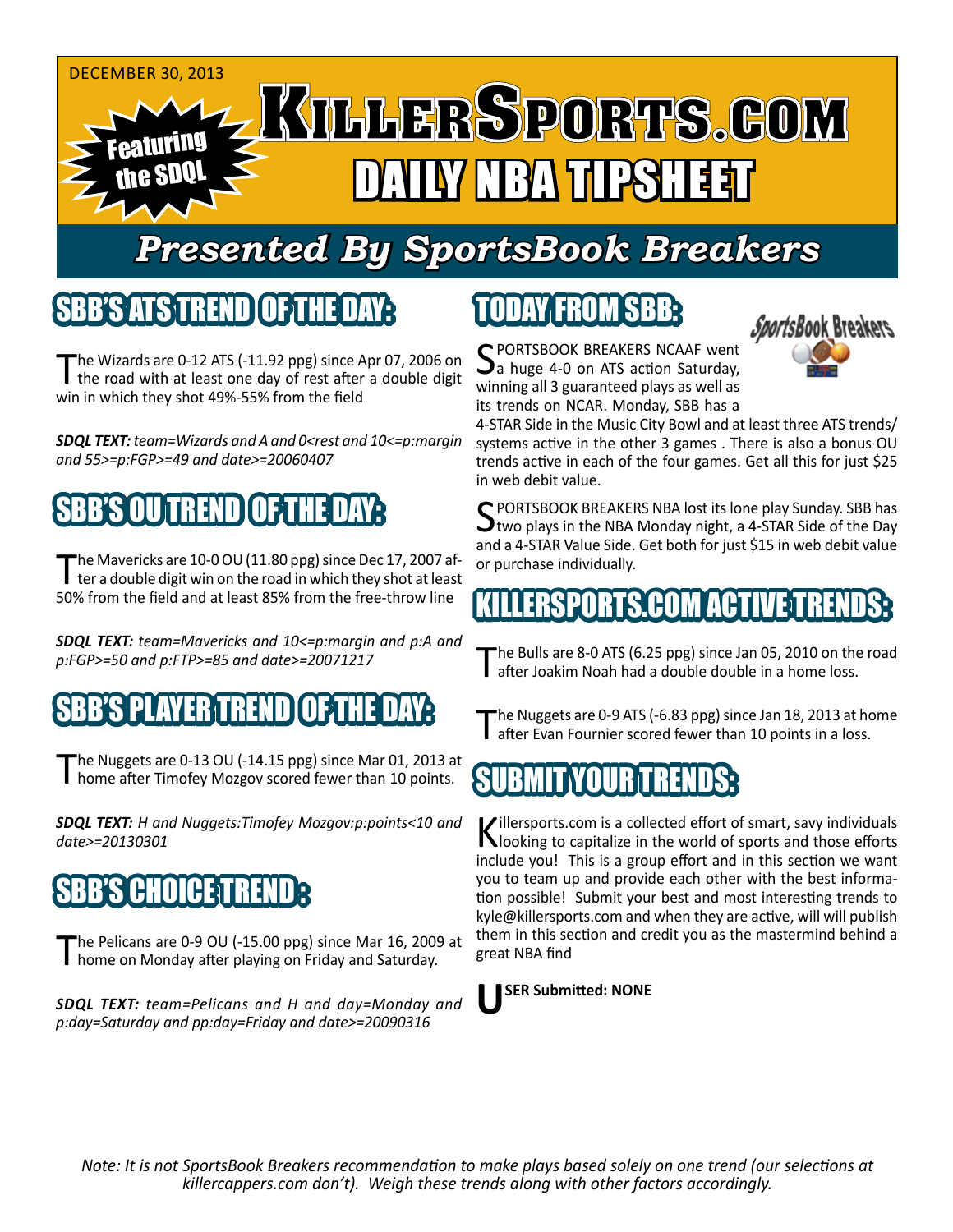DECEMBER 30, 2013

Featuring the SDQL

# KILLERSPORTS.COM DAILY NBA TIPSHEET

## Presented By SportsBook Breakers

## SBB'S ATS TREND OF THE DAY:

The Wizards are 0-12 ATS (-11.92 ppg) since Apr 07, 2006 on the road with at least one day of rest after a double digit win in which they shot 49%-55% from the field

***SDQL TEXT:*** *team=Wizards and A and 0<rest and 10<=p:margin and 55>=p:FGP>=49 and date>=20060407*

## SBB'S OU TREND OF THE DAY:

The Mavericks are 10-0 OU (11.80 ppg) since Dec 17, 2007 after a double digit win on the road in which they shot at least 50% from the field and at least 85% from the free-throw line

***SDQL TEXT:*** *team=Mavericks and 10<=p:margin and p:A and p:FGP>=50 and p:FTP>=85 and date>=20071217*

## SBB'S PLAYER TREND OF THE DAY:

The Nuggets are 0-13 OU (-14.15 ppg) since Mar 01, 2013 at home after Timofey Mozgov scored fewer than 10 points.

***SDQL TEXT:*** *H and Nuggets:Timofey Mozgov:p:points<10 and date>=20130301*

## SBB'S CHOICE TREND:

The Pelicans are 0-9 OU (-15.00 ppg) since Mar 16, 2009 at home on Monday after playing on Friday and Saturday.

***SDQL TEXT:*** *team=Pelicans and H and day=Monday and p:day=Saturday and pp:day=Friday and date>=20090316*

## TODAY FROM SBB:

SPORTSBOOK BREAKERS NCAAF went a huge 4-0 on ATS action Saturday, winning all 3 guaranteed plays as well as its trends on NCAR. Monday, SBB has a 4-STAR Side in the Music City Bowl and at least three ATS trends/systems active in the other 3 games . There is also a bonus OU trends active in each of the four games. Get all this for just $25 in web debit value.

SPORTSBOOK BREAKERS NBA lost its lone play Sunday. SBB has two plays in the NBA Monday night, a 4-STAR Side of the Day and a 4-STAR Value Side. Get both for just $15 in web debit value or purchase individually.

## KILLERSPORTS.COM ACTIVE TRENDS:

The Bulls are 8-0 ATS (6.25 ppg) since Jan 05, 2010 on the road after Joakim Noah had a double double in a home loss.

The Nuggets are 0-9 ATS (-6.83 ppg) since Jan 18, 2013 at home after Evan Fournier scored fewer than 10 points in a loss.

## SUBMIT YOUR TRENDS:

Killersports.com is a collected effort of smart, savy individuals looking to capitalize in the world of sports and those efforts include you! This is a group effort and in this section we want you to team up and provide each other with the best information possible! Submit your best and most interesting trends to kyle@killersports.com and when they are active, will will publish them in this section and credit you as the mastermind behind a great NBA find

**USER Submitted: NONE**

*Note: It is not SportsBook Breakers recommendation to make plays based solely on one trend (our selections at killercappers.com don't). Weigh these trends along with other factors accordingly.*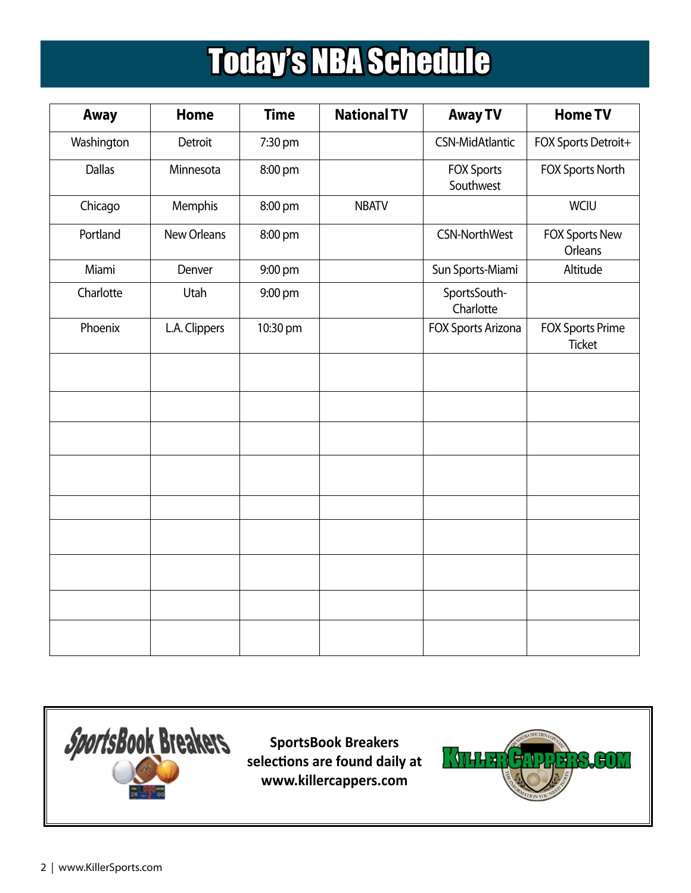# Today's NBA Schedule

| Away | Home | Time | National TV | Away TV | Home TV |
|---|---|---|---|---|---|
| Washington | Detroit | 7:30 pm | | CSN-MidAtlantic | FOX Sports Detroit+ |
| Dallas | Minnesota | 8:00 pm | | FOX Sports Southwest | FOX Sports North |
| Chicago | Memphis | 8:00 pm | NBATV | | WCIU |
| Portland | New Orleans | 8:00 pm | | CSN-NorthWest | FOX Sports New Orleans |
| Miami | Denver | 9:00 pm | | Sun Sports-Miami | Altitude |
| Charlotte | Utah | 9:00 pm | | SportsSouth-Charlotte | |
| Phoenix | L.A. Clippers | 10:30 pm | | FOX Sports Arizona | FOX Sports Prime Ticket |
| | | | | | |
| | | | | | |
| | | | | | |
| | | | | | |
| | | | | | |
| | | | | | |
| | | | | | |
| | | | | | |
| | | | | | |

SportsBook Breakers

**SportsBook Breakers selections are found daily at www.killercappers.com**

KILLERCAPPERS.COM